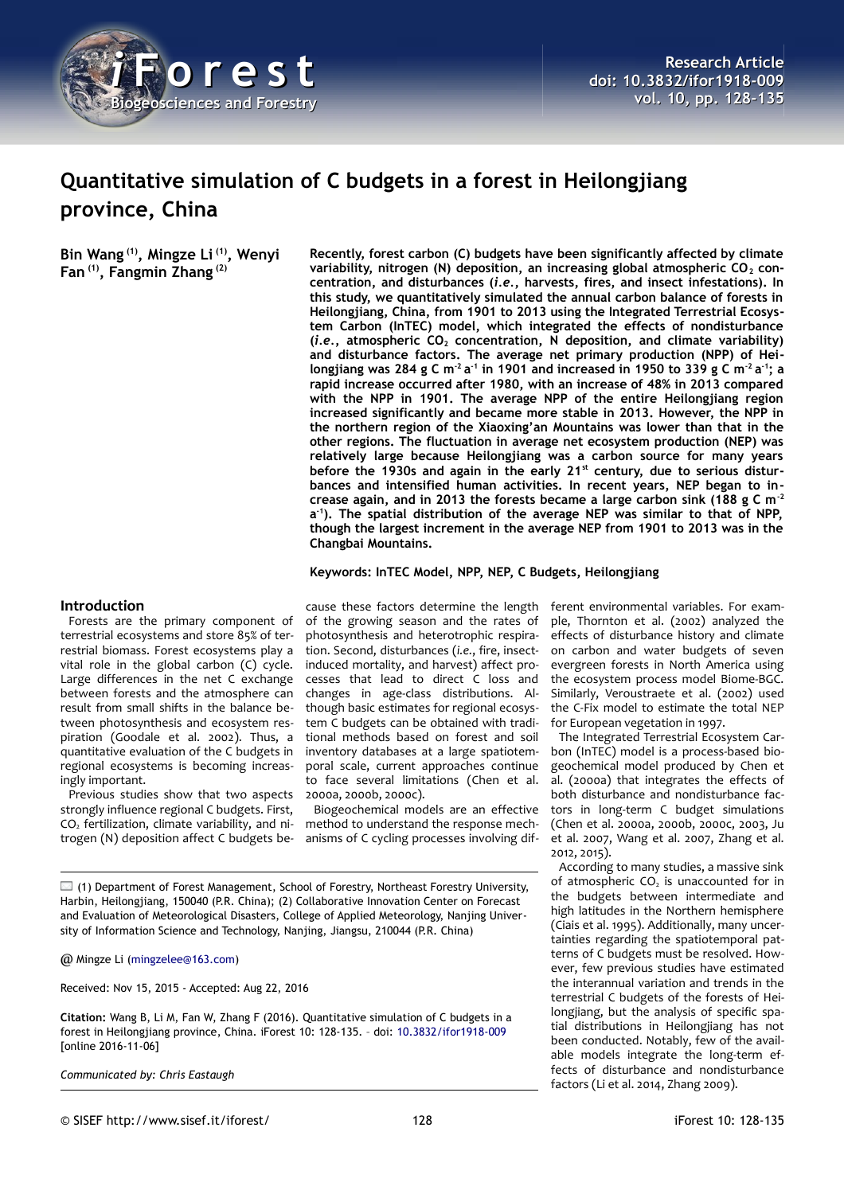# Quantitative simulation of C budgets in a forest in Heilongjiang province, China

**Bin Wang [(1)], Mingze Li [(1)], Wenyi Fan [(1)], Fangmin Zhang [(2)]**

**Recently, forest carbon (C) budgets have been significantly affected by climate variability, nitrogen (N) deposition, an increasing global atmospheric $CO_2$ concentration, and disturbances (*i.e.*, harvests, fires, and insect infestations). In this study, we quantitatively simulated the annual carbon balance of forests in Heilongjiang, China, from 1901 to 2013 using the Integrated Terrestrial Ecosystem Carbon (InTEC) model, which integrated the effects of nondisturbance (*i.e.*, atmospheric $CO_2$ concentration, N deposition, and climate variability) and disturbance factors. The average net primary production (NPP) of Heilongjiang was 284 g C $m^{-2}$ $a^{-1}$ in 1901 and increased in 1950 to 339 g C $m^{-2}$ $a^{-1}$; a rapid increase occurred after 1980, with an increase of 48% in 2013 compared with the NPP in 1901. The average NPP of the entire Heilongjiang region increased significantly and became more stable in 2013. However, the NPP in the northern region of the Xiaoxing'an Mountains was lower than that in the other regions. The fluctuation in average net ecosystem production (NEP) was relatively large because Heilongjiang was a carbon source for many years before the 1930s and again in the early 21$^{st}$ century, due to serious disturbances and intensified human activities. In recent years, NEP began to increase again, and in 2013 the forests became a large carbon sink (188 g C $m^{-2}$ $a^{-1}$). The spatial distribution of the average NEP was similar to that of NPP, though the largest increment in the average NEP from 1901 to 2013 was in the Changbai Mountains.**

**Keywords: InTEC Model, NPP, NEP, C Budgets, Heilongjiang**

## Introduction

Forests are the primary component of terrestrial ecosystems and store 85% of terrestrial biomass. Forest ecosystems play a vital role in the global carbon (C) cycle. Large differences in the net C exchange between forests and the atmosphere can result from small shifts in the balance between photosynthesis and ecosystem respiration (Goodale et al. 2002). Thus, a quantitative evaluation of the C budgets in regional ecosystems is becoming increasingly important.

Previous studies show that two aspects strongly influence regional C budgets. First, $CO_2$ fertilization, climate variability, and nitrogen (N) deposition affect C budgets because these factors determine the length of the growing season and the rates of photosynthesis and heterotrophic respiration. Second, disturbances (*i.e.*, fire, insect-induced mortality, and harvest) affect processes that lead to direct C loss and changes in age-class distributions. Although basic estimates for regional ecosystem C budgets can be obtained with traditional methods based on forest and soil inventory databases at a large spatiotemporal scale, current approaches continue to face several limitations (Chen et al. 2000a, 2000b, 2000c).

Biogeochemical models are an effective method to understand the response mechanisms of C cycling processes involving different environmental variables. For example, Thornton et al. (2002) analyzed the effects of disturbance history and climate on carbon and water budgets of seven evergreen forests in North America using the ecosystem process model Biome-BGC. Similarly, Veroustraete et al. (2002) used the C-Fix model to estimate the total NEP for European vegetation in 1997.

The Integrated Terrestrial Ecosystem Carbon (InTEC) model is a process-based biogeochemical model produced by Chen et al. (2000a) that integrates the effects of both disturbance and nondisturbance factors in long-term C budget simulations (Chen et al. 2000a, 2000b, 2000c, 2003, Ju et al. 2007, Wang et al. 2007, Zhang et al. 2012, 2015).

According to many studies, a massive sink of atmospheric $CO_2$ is unaccounted for in the budgets between intermediate and high latitudes in the Northern hemisphere (Ciais et al. 1995). Additionally, many uncertainties regarding the spatiotemporal patterns of C budgets must be resolved. However, few previous studies have estimated the interannual variation and trends in the terrestrial C budgets of the forests of Heilongjiang, but the analysis of specific spatial distributions in Heilongjiang has not been conducted. Notably, few of the available models integrate the long-term effects of disturbance and nondisturbance factors (Li et al. 2014, Zhang 2009).

---

(1) Department of Forest Management, School of Forestry, Northeast Forestry University, Harbin, Heilongjiang, 150040 (P.R. China); (2) Collaborative Innovation Center on Forecast and Evaluation of Meteorological Disasters, College of Applied Meteorology, Nanjing University of Information Science and Technology, Nanjing, Jiangsu, 210044 (P.R. China)

@ Mingze Li (mingzelee@163.com)

Received: Nov 15, 2015 - Accepted: Aug 22, 2016

**Citation:** Wang B, Li M, Fan W, Zhang F (2016). Quantitative simulation of C budgets in a forest in Heilongjiang province, China. iForest 10: 128-135. – doi: 10.3832/ifor1918-009 [online 2016-11-06]

*Communicated by: Chris Eastaugh*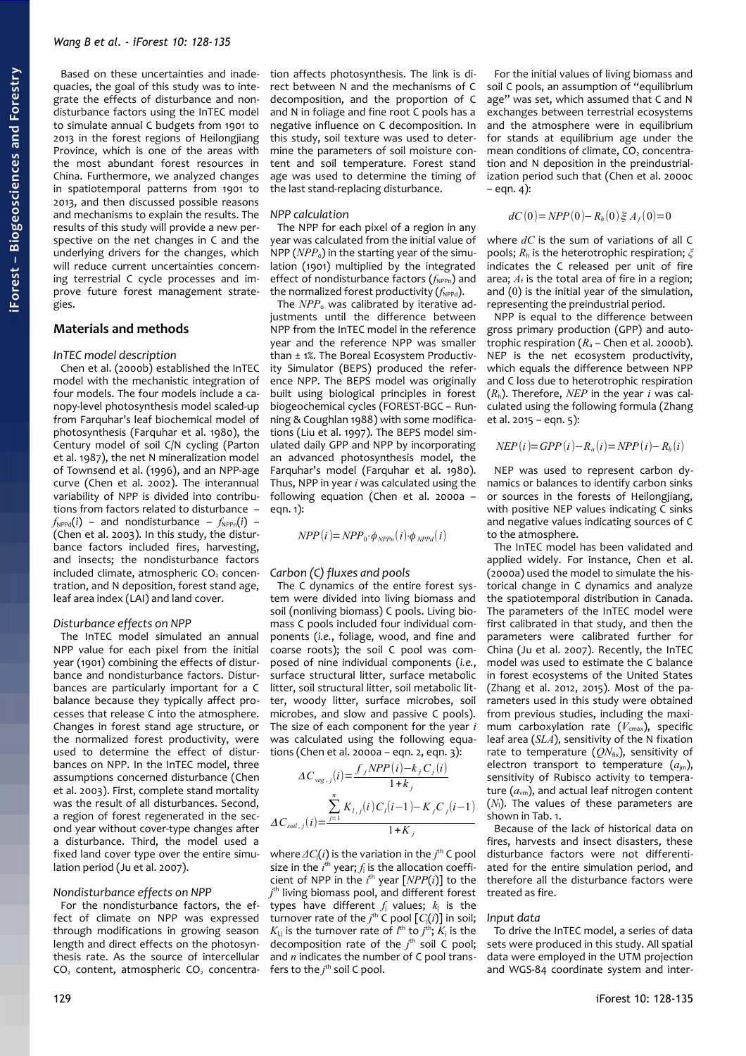Based on these uncertainties and inadequacies, the goal of this study was to integrate the effects of disturbance and nondisturbance factors using the InTEC model to simulate annual C budgets from 1901 to 2013 in the forest regions of Heilongjiang Province, which is one of the areas with the most abundant forest resources in China. Furthermore, we analyzed changes in spatiotemporal patterns from 1901 to 2013, and then discussed possible reasons and mechanisms to explain the results. The results of this study will provide a new perspective on the net changes in C and the underlying drivers for the changes, which will reduce current uncertainties concerning terrestrial C cycle processes and improve future forest management strategies.

## Materials and methods

### InTEC model description

Chen et al. (2000b) established the InTEC model with the mechanistic integration of four models. The four models include a canopy-level photosynthesis model scaled-up from Farquhar's leaf biochemical model of photosynthesis (Farquhar et al. 1980), the Century model of soil C/N cycling (Parton et al. 1987), the net N mineralization model of Townsend et al. (1996), and an NPP-age curve (Chen et al. 2002). The interannual variability of NPP is divided into contributions from factors related to disturbance – $f_{NPPd}(i)$ – and nondisturbance – $f_{NPPn}(i)$ – (Chen et al. 2003). In this study, the disturbance factors included fires, harvesting, and insects; the nondisturbance factors included climate, atmospheric $CO_2$ concentration, and N deposition, forest stand age, leaf area index (LAI) and land cover.

### Disturbance effects on NPP

The InTEC model simulated an annual NPP value for each pixel from the initial year (1901) combining the effects of disturbance and nondisturbance factors. Disturbances are particularly important for a C balance because they typically affect processes that release C into the atmosphere. Changes in forest stand age structure, or the normalized forest productivity, were used to determine the effect of disturbances on NPP. In the InTEC model, three assumptions concerned disturbance (Chen et al. 2003). First, complete stand mortality was the result of all disturbances. Second, a region of forest regenerated in the second year without cover-type changes after a disturbance. Third, the model used a fixed land cover type over the entire simulation period (Ju et al. 2007).

### Nondisturbance effects on NPP

For the nondisturbance factors, the effect of climate on NPP was expressed through modifications in growing season length and direct effects on the photosynthesis rate. As the source of intercellular $CO_2$ content, atmospheric $CO_2$ concentration affects photosynthesis. The link is direct between N and the mechanisms of C decomposition, and the proportion of C and N in foliage and fine root C pools has a negative influence on C decomposition. In this study, soil texture was used to determine the parameters of soil moisture content and soil temperature. Forest stand age was used to determine the timing of the last stand-replacing disturbance.

### NPP calculation

The NPP for each pixel of a region in any year was calculated from the initial value of NPP ($NPP_0$) in the starting year of the simulation (1901) multiplied by the integrated effect of nondisturbance factors ($f_{NPPn}$) and the normalized forest productivity ($f_{NPPd}$).

The $NPP_0$ was calibrated by iterative adjustments until the difference between NPP from the InTEC model in the reference year and the reference NPP was smaller than ± 1%. The Boreal Ecosystem Productivity Simulator (BEPS) produced the reference NPP. The BEPS model was originally built using biological principles in forest biogeochemical cycles (FOREST-BGC – Running & Coughlan 1988) with some modifications (Liu et al. 1997). The BEPS model simulated daily GPP and NPP by incorporating an advanced photosynthesis model, the Farquhar's model (Farquhar et al. 1980). Thus, NPP in year $i$ was calculated using the following equation (Chen et al. 2000a – eqn. 1):

$$NPP(i) = NPP_0 \cdot \phi_{NPPn}(i) \cdot \phi_{NPPd}(i)$$

### Carbon (C) fluxes and pools

The C dynamics of the entire forest system were divided into living biomass and soil (nonliving biomass) C pools. Living biomass C pools included four individual components (*i.e.*, foliage, wood, and fine and coarse roots); the soil C pool was composed of nine individual components (*i.e.*, surface structural litter, surface metabolic litter, soil structural litter, soil metabolic litter, woody litter, surface microbes, soil microbes, and slow and passive C pools). The size of each component for the year $i$ was calculated using the following equations (Chen et al. 2000a – eqn. 2, eqn. 3):

$$\Delta C_{veg,j}(i) = \frac{f_j NPP(i) - k_j C_j(i)}{1 + k_j}$$

$$\Delta C_{soil,j}(i) = \frac{\sum_{j=1}^{n} K_{l,j}(i) C_l(i-1) - K_j C_j(i-1)}{1 + K_j}$$

where $\Delta C_j(i)$ is the variation in the $j^{th}$ C pool size in the $i^{th}$ year; $f_j$ is the allocation coefficient of NPP in the $i^{th}$ year [$NPP(i)$] to the $j^{th}$ living biomass pool, and different forest types have different $f_j$ values; $k_j$ is the turnover rate of the $j^{th}$ C pool [$C_j(i)$] in soil; $K_{lj}$ is the turnover rate of $l^{th}$ to $j^{th}$; $K_j$ is the decomposition rate of the $j^{th}$ soil C pool; and $n$ indicates the number of C pool transfers to the $j^{th}$ soil C pool.

For the initial values of living biomass and soil C pools, an assumption of "equilibrium age" was set, which assumed that C and N exchanges between terrestrial ecosystems and the atmosphere were in equilibrium for stands at equilibrium age under the mean conditions of climate, $CO_2$ concentration and N deposition in the preindustrialization period such that (Chen et al. 2000c – eqn. 4):

$$dC(0) = NPP(0) - R_h(0)\,\xi\,A_f(0) = 0$$

where $dC$ is the sum of variations of all C pools; $R_h$ is the heterotrophic respiration; $\xi$ indicates the C released per unit of fire area; $A_f$ is the total area of fire in a region; and (0) is the initial year of the simulation, representing the preindustrial period.

NPP is equal to the difference between gross primary production (GPP) and autotrophic respiration ($R_a$ – Chen et al. 2000b). NEP is the net ecosystem productivity, which equals the difference between NPP and C loss due to heterotrophic respiration ($R_h$). Therefore, $NEP$ in the year $i$ was calculated using the following formula (Zhang et al. 2015 – eqn. 5):

$$NEP(i) = GPP(i) - R_a(i) = NPP(i) - R_h(i)$$

NEP was used to represent carbon dynamics or balances to identify carbon sinks or sources in the forests of Heilongjiang, with positive NEP values indicating C sinks and negative values indicating sources of C to the atmosphere.

The InTEC model has been validated and applied widely. For instance, Chen et al. (2000a) used the model to simulate the historical change in C dynamics and analyze the spatiotemporal distribution in Canada. The parameters of the InTEC model were first calibrated in that study, and then the parameters were calibrated further for China (Ju et al. 2007). Recently, the InTEC model was used to estimate the C balance in forest ecosystems of the United States (Zhang et al. 2012, 2015). Most of the parameters used in this study were obtained from previous studies, including the maximum carboxylation rate ($V_{cmax}$), specific leaf area ($SLA$), sensitivity of the N fixation rate to temperature ($QN_{fix}$), sensitivity of electron transport to temperature ($a_{jm}$), sensitivity of Rubisco activity to temperature ($a_{vm}$), and actual leaf nitrogen content ($N_l$). The values of these parameters are shown in Tab. 1.

Because of the lack of historical data on fires, harvests and insect disasters, these disturbance factors were not differentiated for the entire simulation period, and therefore all the disturbance factors were treated as fire.

### Input data

To drive the InTEC model, a series of data sets were produced in this study. All spatial data were employed in the UTM projection and WGS-84 coordinate system and inter-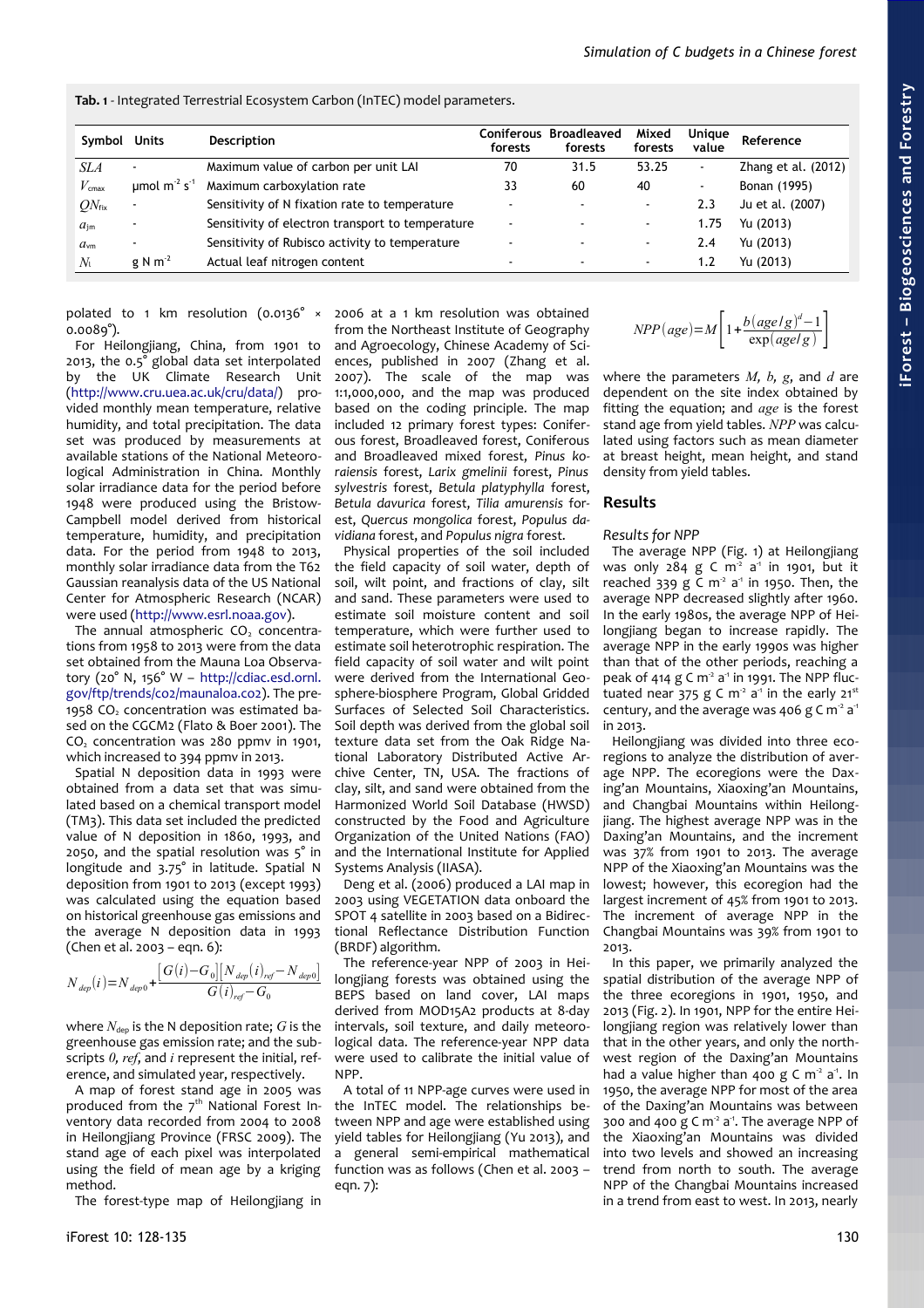**Tab. 1** - Integrated Terrestrial Ecosystem Carbon (InTEC) model parameters.

| Symbol | Units | Description | Coniferous forests | Broadleaved forests | Mixed forests | Unique value | Reference |
|---|---|---|---|---|---|---|---|
| $SLA$ | - | Maximum value of carbon per unit LAI | 70 | 31.5 | 53.25 | - | Zhang et al. (2012) |
| $V_{cmax}$ | μmol $m^{-2}$ $s^{-1}$ | Maximum carboxylation rate | 33 | 60 | 40 | - | Bonan (1995) |
| $QN_{fix}$ | - | Sensitivity of N fixation rate to temperature | - | - | - | 2.3 | Ju et al. (2007) |
| $a_{jm}$ | - | Sensitivity of electron transport to temperature | - | - | - | 1.75 | Yu (2013) |
| $a_{vm}$ | - | Sensitivity of Rubisco activity to temperature | - | - | - | 2.4 | Yu (2013) |
| $N_l$ | g N $m^{-2}$ | Actual leaf nitrogen content | - | - | - | 1.2 | Yu (2013) |

polated to 1 km resolution (0.0136° × 0.0089°).

For Heilongjiang, China, from 1901 to 2013, the 0.5° global data set interpolated by the UK Climate Research Unit (http://www.cru.uea.ac.uk/cru/data/) provided monthly mean temperature, relative humidity, and total precipitation. The data set was produced by measurements at available stations of the National Meteorological Administration in China. Monthly solar irradiance data for the period before 1948 were produced using the Bristow-Campbell model derived from historical temperature, humidity, and precipitation data. For the period from 1948 to 2013, monthly solar irradiance data from the T62 Gaussian reanalysis data of the US National Center for Atmospheric Research (NCAR) were used (http://www.esrl.noaa.gov).

The annual atmospheric $CO_2$ concentrations from 1958 to 2013 were from the data set obtained from the Mauna Loa Observatory (20° N, 156° W – http://cdiac.esd.ornl.gov/ftp/trends/co2/maunaloa.co2). The pre-1958 $CO_2$ concentration was estimated based on the CGCM2 (Flato & Boer 2001). The $CO_2$ concentration was 280 ppmv in 1901, which increased to 394 ppmv in 2013.

Spatial N deposition data in 1993 were obtained from a data set that was simulated based on a chemical transport model (TM3). This data set included the predicted value of N deposition in 1860, 1993, and 2050, and the spatial resolution was 5° in longitude and 3.75° in latitude. Spatial N deposition from 1901 to 2013 (except 1993) was calculated using the equation based on historical greenhouse gas emissions and the average N deposition data in 1993 (Chen et al. 2003 – eqn. 6):

$$N_{dep}(i)=N_{dep0}+\frac{[G(i)-G_0][N_{dep}(i)_{ref}-N_{dep0}]}{G(i)_{ref}-G_0}$$

where $N_{dep}$ is the N deposition rate; $G$ is the greenhouse gas emission rate; and the subscripts $0$, $ref$, and $i$ represent the initial, reference, and simulated year, respectively.

A map of forest stand age in 2005 was produced from the 7th National Forest Inventory data recorded from 2004 to 2008 in Heilongjiang Province (FRSC 2009). The stand age of each pixel was interpolated using the field of mean age by a kriging method.

The forest-type map of Heilongjiang in 2006 at a 1 km resolution was obtained from the Northeast Institute of Geography and Agroecology, Chinese Academy of Sciences, published in 2007 (Zhang et al. 2007). The scale of the map was 1:1,000,000, and the map was produced based on the coding principle. The map included 12 primary forest types: Coniferous forest, Broadleaved forest, Coniferous and Broadleaved mixed forest, *Pinus koraiensis* forest, *Larix gmelinii* forest, *Pinus sylvestris* forest, *Betula platyphylla* forest, *Betula davurica* forest, *Tilia amurensis* forest, *Quercus mongolica* forest, *Populus davidiana* forest, and *Populus nigra* forest.

Physical properties of the soil included the field capacity of soil water, depth of soil, wilt point, and fractions of clay, silt and sand. These parameters were used to estimate soil moisture content and soil temperature, which were further used to estimate soil heterotrophic respiration. The field capacity of soil water and wilt point were derived from the International Geosphere-biosphere Program, Global Gridded Surfaces of Selected Soil Characteristics. Soil depth was derived from the global soil texture data set from the Oak Ridge National Laboratory Distributed Active Archive Center, TN, USA. The fractions of clay, silt, and sand were obtained from the Harmonized World Soil Database (HWSD) constructed by the Food and Agriculture Organization of the United Nations (FAO) and the International Institute for Applied Systems Analysis (IIASA).

Deng et al. (2006) produced a LAI map in 2003 using VEGETATION data onboard the SPOT 4 satellite in 2003 based on a Bidirectional Reflectance Distribution Function (BRDF) algorithm.

The reference-year NPP of 2003 in Heilongjiang forests was obtained using the BEPS based on land cover, LAI maps derived from MOD15A2 products at 8-day intervals, soil texture, and daily meteorological data. The reference-year NPP data were used to calibrate the initial value of NPP.

A total of 11 NPP-age curves were used in the InTEC model. The relationships between NPP and age were established using yield tables for Heilongjiang (Yu 2013), and a general semi-empirical mathematical function was as follows (Chen et al. 2003 – eqn. 7):

$$NPP(age)=M\left[1+\frac{b(age/g)^d-1}{\exp(age/g)}\right]$$

where the parameters $M$, $b$, $g$, and $d$ are dependent on the site index obtained by fitting the equation; and $age$ is the forest stand age from yield tables. $NPP$ was calculated using factors such as mean diameter at breast height, mean height, and stand density from yield tables.

## Results

### Results for NPP

The average NPP (Fig. 1) at Heilongjiang was only 284 g C $m^{-2}$ $a^{-1}$ in 1901, but it reached 339 g C $m^{-2}$ $a^{-1}$ in 1950. Then, the average NPP decreased slightly after 1960. In the early 1980s, the average NPP of Heilongjiang began to increase rapidly. The average NPP in the early 1990s was higher than that of the other periods, reaching a peak of 414 g C $m^{-2}$ $a^{-1}$ in 1991. The NPP fluctuated near 375 g C $m^{-2}$ $a^{-1}$ in the early 21st century, and the average was 406 g C $m^{-2}$ $a^{-1}$ in 2013.

Heilongjiang was divided into three ecoregions to analyze the distribution of average NPP. The ecoregions were the Daxing'an Mountains, Xiaoxing'an Mountains, and Changbai Mountains within Heilongjiang. The highest average NPP was in the Daxing'an Mountains, and the increment was 37% from 1901 to 2013. The average NPP of the Xiaoxing'an Mountains was the lowest; however, this ecoregion had the largest increment of 45% from 1901 to 2013. The increment of average NPP in the Changbai Mountains was 39% from 1901 to 2013.

In this paper, we primarily analyzed the spatial distribution of the average NPP of the three ecoregions in 1901, 1950, and 2013 (Fig. 2). In 1901, NPP for the entire Heilongjiang region was relatively lower than that in the other years, and only the northwest region of the Daxing'an Mountains had a value higher than 400 g C $m^{-2}$ $a^{-1}$. In 1950, the average NPP for most of the area of the Daxing'an Mountains was between 300 and 400 g C $m^{-2}$ $a^{-1}$. The average NPP of the Xiaoxing'an Mountains was divided into two levels and showed an increasing trend from north to south. The average NPP of the Changbai Mountains increased in a trend from east to west. In 2013, nearly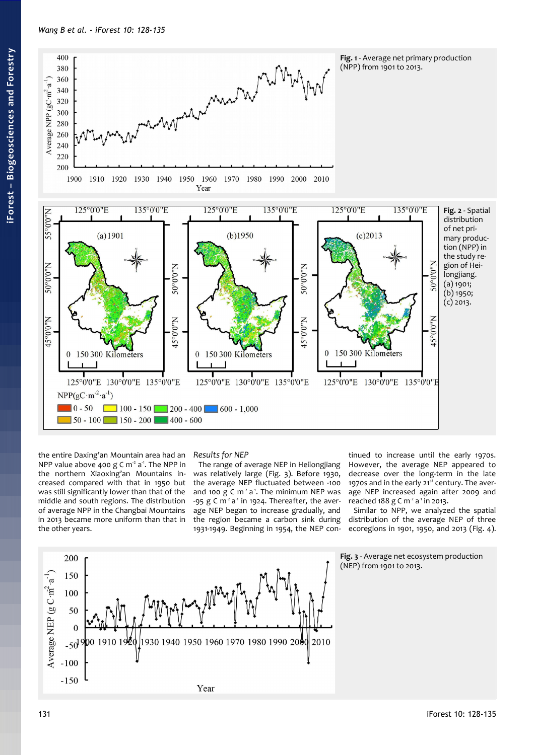Fig. 1 - Average net primary production (NPP) from 1901 to 2013.

Fig. 2 - Spatial distribution of net primary production (NPP) in the study region of Heilongjiang. (a) 1901; (b) 1950; (c) 2013.

the entire Daxing'an Mountain area had an NPP value above 400 g C $m^{-2}$ $a^{-1}$. The NPP in the northern Xiaoxing'an Mountains increased compared with that in 1950 but was still significantly lower than that of the middle and south regions. The distribution of average NPP in the Changbai Mountains in 2013 became more uniform than that in the other years.

*Results for NEP*

The range of average NEP in Heilongjiang was relatively large (Fig. 3). Before 1930, the average NEP fluctuated between -100 and 100 g C $m^{-2}$ $a^{-1}$. The minimum NEP was -95 g C $m^{-2}$ $a^{-1}$ in 1924. Thereafter, the average NEP began to increase gradually, and the region became a carbon sink during 1931-1949. Beginning in 1954, the NEP continued to increase until the early 1970s. However, the average NEP appeared to decrease over the long-term in the late 1970s and in the early 21[st] century. The average NEP increased again after 2009 and reached 188 g C $m^{-2}$ $a^{-1}$ in 2013.

Similar to NPP, we analyzed the spatial distribution of the average NEP of three ecoregions in 1901, 1950, and 2013 (Fig. 4).

Fig. 3 - Average net ecosystem production (NEP) from 1901 to 2013.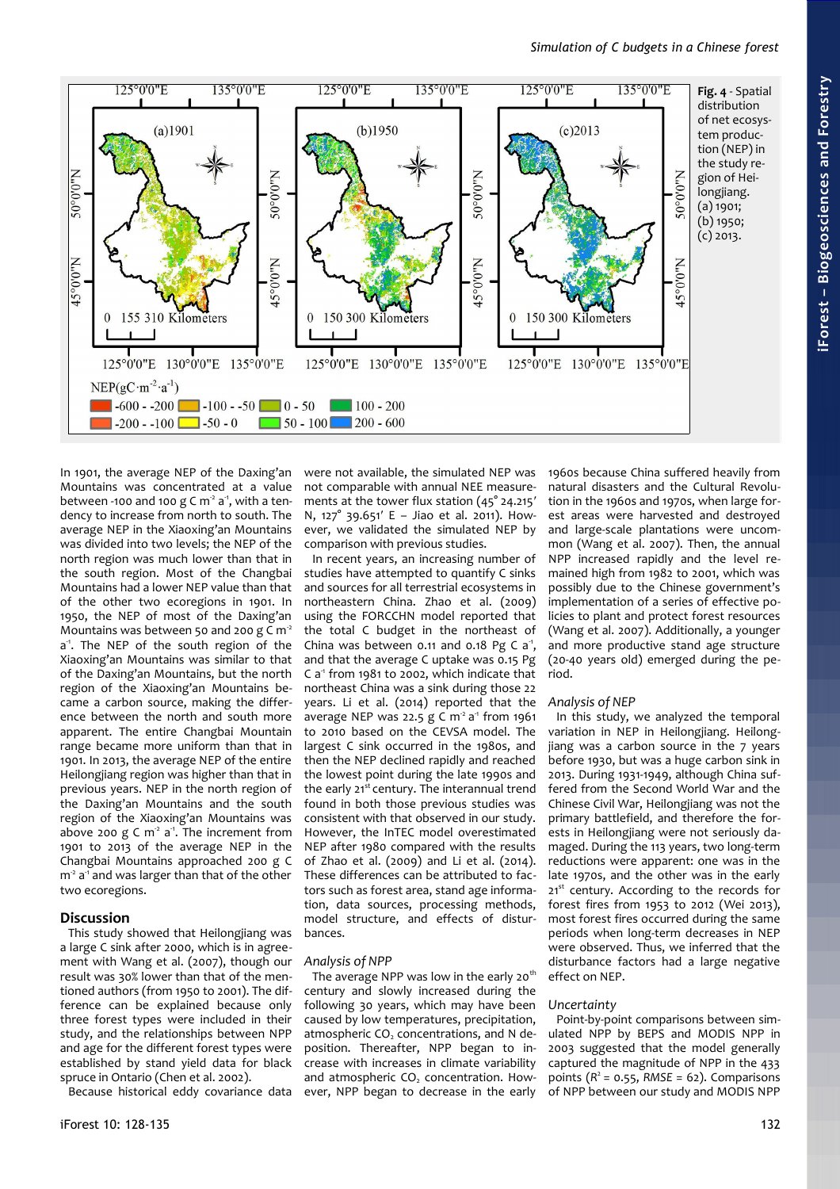**Fig. 4** - Spatial distribution of net ecosystem production (NEP) in the study region of Heilongjiang. (a) 1901; (b) 1950; (c) 2013.

In 1901, the average NEP of the Daxing'an Mountains was concentrated at a value between -100 and 100 g C $m^{-2}$ $a^{-1}$, with a tendency to increase from north to south. The average NEP in the Xiaoxing'an Mountains was divided into two levels; the NEP of the north region was much lower than that in the south region. Most of the Changbai Mountains had a lower NEP value than that of the other two ecoregions in 1901. In 1950, the NEP of most of the Daxing'an Mountains was between 50 and 200 g C $m^{-2}$ $a^{-1}$. The NEP of the south region of the Xiaoxing'an Mountains was similar to that of the Daxing'an Mountains, but the north region of the Xiaoxing'an Mountains became a carbon source, making the difference between the north and south more apparent. The entire Changbai Mountain range became more uniform than that in 1901. In 2013, the average NEP of the entire Heilongjiang region was higher than that in previous years. NEP in the north region of the Daxing'an Mountains and the south region of the Xiaoxing'an Mountains was above 200 g C $m^{-2}$ $a^{-1}$. The increment from 1901 to 2013 of the average NEP in the Changbai Mountains approached 200 g C $m^{-2}$ $a^{-1}$ and was larger than that of the other two ecoregions.

## Discussion

This study showed that Heilongjiang was a large C sink after 2000, which is in agreement with Wang et al. (2007), though our result was 30% lower than that of the mentioned authors (from 1950 to 2001). The difference can be explained because only three forest types were included in their study, and the relationships between NPP and age for the different forest types were established by stand yield data for black spruce in Ontario (Chen et al. 2002).

Because historical eddy covariance data were not available, the simulated NEP was not comparable with annual NEE measurements at the tower flux station (45° 24.215′ N, 127° 39.651′ E – Jiao et al. 2011). However, we validated the simulated NEP by comparison with previous studies.

In recent years, an increasing number of studies have attempted to quantify C sinks and sources for all terrestrial ecosystems in northeastern China. Zhao et al. (2009) using the FORCCHN model reported that the total C budget in the northeast of China was between 0.11 and 0.18 Pg C $a^{-1}$, and that the average C uptake was 0.15 Pg C $a^{-1}$ from 1981 to 2002, which indicate that northeast China was a sink during those 22 years. Li et al. (2014) reported that the average NEP was 22.5 g C $m^{-2}$ $a^{-1}$ from 1961 to 2010 based on the CEVSA model. The largest C sink occurred in the 1980s, and then the NEP declined rapidly and reached the lowest point during the late 1990s and the early 21[st] century. The interannual trend found in both those previous studies was consistent with that observed in our study. However, the InTEC model overestimated NEP after 1980 compared with the results of Zhao et al. (2009) and Li et al. (2014). These differences can be attributed to factors such as forest area, stand age information, data sources, processing methods, model structure, and effects of disturbances.

### *Analysis of NPP*

The average NPP was low in the early 20[th] century and slowly increased during the following 30 years, which may have been caused by low temperatures, precipitation, atmospheric $CO_2$ concentrations, and N deposition. Thereafter, NPP began to increase with increases in climate variability and atmospheric $CO_2$ concentration. However, NPP began to decrease in the early 1960s because China suffered heavily from natural disasters and the Cultural Revolution in the 1960s and 1970s, when large forest areas were harvested and destroyed and large-scale plantations were uncommon (Wang et al. 2007). Then, the annual NPP increased rapidly and the level remained high from 1982 to 2001, which was possibly due to the Chinese government's implementation of a series of effective policies to plant and protect forest resources (Wang et al. 2007). Additionally, a younger and more productive stand age structure (20-40 years old) emerged during the period.

### *Analysis of NEP*

In this study, we analyzed the temporal variation in NEP in Heilongjiang. Heilongjiang was a carbon source in the 7 years before 1930, but was a huge carbon sink in 2013. During 1931-1949, although China suffered from the Second World War and the Chinese Civil War, Heilongjiang was not the primary battlefield, and therefore the forests in Heilongjiang were not seriously damaged. During the 113 years, two long-term reductions were apparent: one was in the late 1970s, and the other was in the early 21[st] century. According to the records for forest fires from 1953 to 2012 (Wei 2013), most forest fires occurred during the same periods when long-term decreases in NEP were observed. Thus, we inferred that the disturbance factors had a large negative effect on NEP.

### *Uncertainty*

Point-by-point comparisons between simulated NPP by BEPS and MODIS NPP in 2003 suggested that the model generally captured the magnitude of NPP in the 433 points ($R^2$ = 0.55, *RMSE* = 62). Comparisons of NPP between our study and MODIS NPP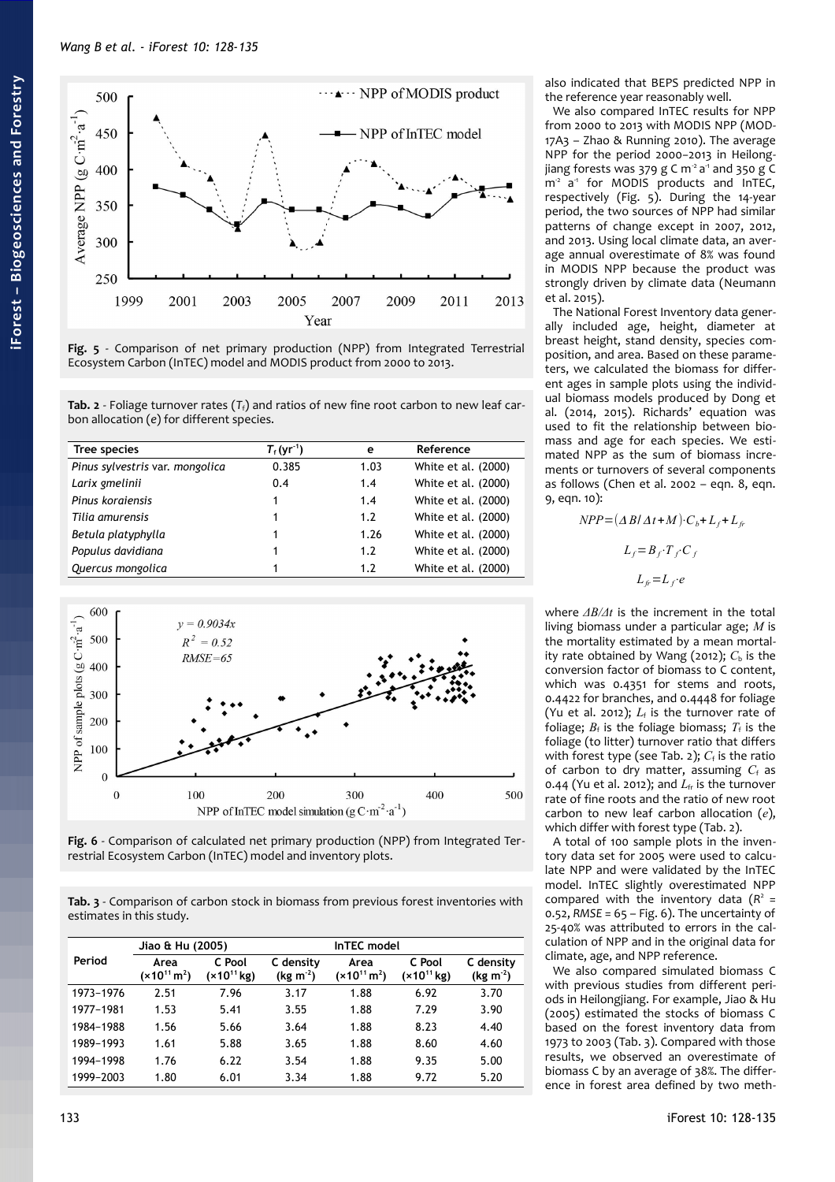Fig. 5 - Comparison of net primary production (NPP) from Integrated Terrestrial Ecosystem Carbon (InTEC) model and MODIS product from 2000 to 2013.

Tab. 2 - Foliage turnover rates ($T_f$) and ratios of new fine root carbon to new leaf carbon allocation (*e*) for different species.

| Tree species | $T_f$ (yr$^{-1}$) | e | Reference |
|---|---|---|---|
| *Pinus sylvestris var. mongolica* | 0.385 | 1.03 | White et al. (2000) |
| *Larix gmelinii* | 0.4 | 1.4 | White et al. (2000) |
| *Pinus koraiensis* | 1 | 1.4 | White et al. (2000) |
| *Tilia amurensis* | 1 | 1.2 | White et al. (2000) |
| *Betula platyphylla* | 1 | 1.26 | White et al. (2000) |
| *Populus davidiana* | 1 | 1.2 | White et al. (2000) |
| *Quercus mongolica* | 1 | 1.2 | White et al. (2000) |

Fig. 6 - Comparison of calculated net primary production (NPP) from Integrated Terrestrial Ecosystem Carbon (InTEC) model and inventory plots.

Tab. 3 - Comparison of carbon stock in biomass from previous forest inventories with estimates in this study.

| Period | Jiao & Hu (2005) | | | InTEC model | | |
|---|---|---|---|---|---|---|
| | Area ($\times 10^{11}$ m$^2$) | C Pool ($\times 10^{11}$ kg) | C density (kg m$^{-2}$) | Area ($\times 10^{11}$ m$^2$) | C Pool ($\times 10^{11}$ kg) | C density (kg m$^{-2}$) |
| 1973–1976 | 2.51 | 7.96 | 3.17 | 1.88 | 6.92 | 3.70 |
| 1977–1981 | 1.53 | 5.41 | 3.55 | 1.88 | 7.29 | 3.90 |
| 1984–1988 | 1.56 | 5.66 | 3.64 | 1.88 | 8.23 | 4.40 |
| 1989–1993 | 1.61 | 5.88 | 3.65 | 1.88 | 8.60 | 4.60 |
| 1994–1998 | 1.76 | 6.22 | 3.54 | 1.88 | 9.35 | 5.00 |
| 1999–2003 | 1.80 | 6.01 | 3.34 | 1.88 | 9.72 | 5.20 |

also indicated that BEPS predicted NPP in the reference year reasonably well.

We also compared InTEC results for NPP from 2000 to 2013 with MODIS NPP (MOD-17A3 – Zhao & Running 2010). The average NPP for the period 2000–2013 in Heilongjiang forests was 379 g C m$^{-2}$ a$^{-1}$ and 350 g C m$^{-2}$ a$^{-1}$ for MODIS products and InTEC, respectively (Fig. 5). During the 14-year period, the two sources of NPP had similar patterns of change except in 2007, 2012, and 2013. Using local climate data, an average annual overestimate of 8% was found in MODIS NPP because the product was strongly driven by climate data (Neumann et al. 2015).

The National Forest Inventory data generally included age, height, diameter at breast height, stand density, species composition, and area. Based on these parameters, we calculated the biomass for different ages in sample plots using the individual biomass models produced by Dong et al. (2014, 2015). Richards' equation was used to fit the relationship between biomass and age for each species. We estimated NPP as the sum of biomass increments or turnovers of several components as follows (Chen et al. 2002 – eqn. 8, eqn. 9, eqn. 10):

$$NPP = (\Delta B/\Delta t + M) \cdot C_b + L_f + L_{fr}$$

$$L_f = B_f \cdot T_f \cdot C_f$$

$$L_{fr} = L_f \cdot e$$

where $\Delta B/\Delta t$ is the increment in the total living biomass under a particular age; $M$ is the mortality estimated by a mean mortality rate obtained by Wang (2012); $C_b$ is the conversion factor of biomass to C content, which was 0.4351 for stems and roots, 0.4422 for branches, and 0.4448 for foliage (Yu et al. 2012); $L_f$ is the turnover rate of foliage; $B_f$ is the foliage biomass; $T_f$ is the foliage (to litter) turnover ratio that differs with forest type (see Tab. 2); $C_f$ is the ratio of carbon to dry matter, assuming $C_f$ as 0.44 (Yu et al. 2012); and $L_{fr}$ is the turnover rate of fine roots and the ratio of new root carbon to new leaf carbon allocation (*e*), which differ with forest type (Tab. 2).

A total of 100 sample plots in the inventory data set for 2005 were used to calculate NPP and were validated by the InTEC model. InTEC slightly overestimated NPP compared with the inventory data ($R^2$ = 0.52, *RMSE* = 65 – Fig. 6). The uncertainty of 25-40% was attributed to errors in the calculation of NPP and in the original data for climate, age, and NPP reference.

We also compared simulated biomass C with previous studies from different periods in Heilongjiang. For example, Jiao & Hu (2005) estimated the stocks of biomass C based on the forest inventory data from 1973 to 2003 (Tab. 3). Compared with those results, we observed an overestimate of biomass C by an average of 38%. The difference in forest area defined by two meth-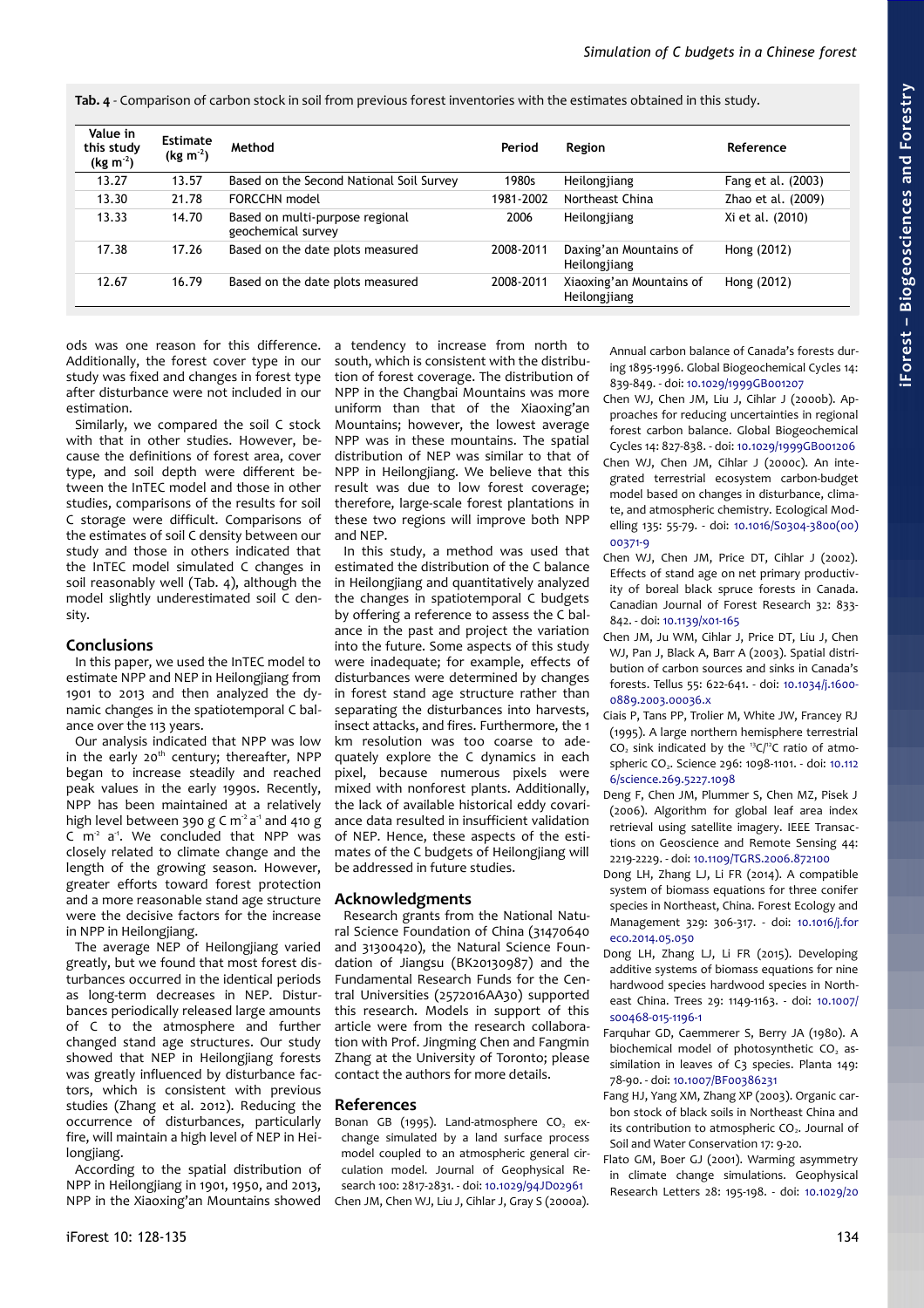**Tab. 4** - Comparison of carbon stock in soil from previous forest inventories with the estimates obtained in this study.

| Value in this study ($kg\ m^{-2}$) | Estimate ($kg\ m^{-2}$) | Method | Period | Region | Reference |
|---|---|---|---|---|---|
| 13.27 | 13.57 | Based on the Second National Soil Survey | 1980s | Heilongjiang | Fang et al. (2003) |
| 13.30 | 21.78 | FORCCHN model | 1981-2002 | Northeast China | Zhao et al. (2009) |
| 13.33 | 14.70 | Based on multi-purpose regional geochemical survey | 2006 | Heilongjiang | Xi et al. (2010) |
| 17.38 | 17.26 | Based on the date plots measured | 2008-2011 | Daxing'an Mountains of Heilongjiang | Hong (2012) |
| 12.67 | 16.79 | Based on the date plots measured | 2008-2011 | Xiaoxing'an Mountains of Heilongjiang | Hong (2012) |

ods was one reason for this difference. Additionally, the forest cover type in our study was fixed and changes in forest type after disturbance were not included in our estimation.

Similarly, we compared the soil C stock with that in other studies. However, because the definitions of forest area, cover type, and soil depth were different between the InTEC model and those in other studies, comparisons of the results for soil C storage were difficult. Comparisons of the estimates of soil C density between our study and those in others indicated that the InTEC model simulated C changes in soil reasonably well (Tab. 4), although the model slightly underestimated soil C density.

## Conclusions

In this paper, we used the InTEC model to estimate NPP and NEP in Heilongjiang from 1901 to 2013 and then analyzed the dynamic changes in the spatiotemporal C balance over the 113 years.

Our analysis indicated that NPP was low in the early 20th century; thereafter, NPP began to increase steadily and reached peak values in the early 1990s. Recently, NPP has been maintained at a relatively high level between 390 g C $m^{-2}$ $a^{-1}$ and 410 g C $m^{-2}$ $a^{-1}$. We concluded that NPP was closely related to climate change and the length of the growing season. However, greater efforts toward forest protection and a more reasonable stand age structure were the decisive factors for the increase in NPP in Heilongjiang.

The average NEP of Heilongjiang varied greatly, but we found that most forest disturbances occurred in the identical periods as long-term decreases in NEP. Disturbances periodically released large amounts of C to the atmosphere and further changed stand age structures. Our study showed that NEP in Heilongjiang forests was greatly influenced by disturbance factors, which is consistent with previous studies (Zhang et al. 2012). Reducing the occurrence of disturbances, particularly fire, will maintain a high level of NEP in Heilongjiang.

According to the spatial distribution of NPP in Heilongjiang in 1901, 1950, and 2013, NPP in the Xiaoxing'an Mountains showed a tendency to increase from north to south, which is consistent with the distribution of forest coverage. The distribution of NPP in the Changbai Mountains was more uniform than that of the Xiaoxing'an Mountains; however, the lowest average NPP was in these mountains. The spatial distribution of NEP was similar to that of NPP in Heilongjiang. We believe that this result was due to low forest coverage; therefore, large-scale forest plantations in these two regions will improve both NPP and NEP.

In this study, a method was used that estimated the distribution of the C balance in Heilongjiang and quantitatively analyzed the changes in spatiotemporal C budgets by offering a reference to assess the C balance in the past and project the variation into the future. Some aspects of this study were inadequate; for example, effects of disturbances were determined by changes in forest stand age structure rather than separating the disturbances into harvests, insect attacks, and fires. Furthermore, the 1 km resolution was too coarse to adequately explore the C dynamics in each pixel, because numerous pixels were mixed with nonforest plants. Additionally, the lack of available historical eddy covariance data resulted in insufficient validation of NEP. Hence, these aspects of the estimates of the C budgets of Heilongjiang will be addressed in future studies.

## Acknowledgments

Research grants from the National Natural Science Foundation of China (31470640 and 31300420), the Natural Science Foundation of Jiangsu (BK20130987) and the Fundamental Research Funds for the Central Universities (2572016AA30) supported this research. Models in support of this article were from the research collaboration with Prof. Jingming Chen and Fangmin Zhang at the University of Toronto; please contact the authors for more details.

## References

Bonan GB (1995). Land-atmosphere $CO_2$ exchange simulated by a land surface process model coupled to an atmospheric general circulation model. Journal of Geophysical Research 100: 2817-2831. - doi: 10.1029/94JD02961

Chen JM, Chen WJ, Liu J, Cihlar J, Gray S (2000a). Annual carbon balance of Canada's forests during 1895-1996. Global Biogeochemical Cycles 14: 839-849. - doi: 10.1029/1999GB001207

Chen WJ, Chen JM, Liu J, Cihlar J (2000b). Approaches for reducing uncertainties in regional forest carbon balance. Global Biogeochemical Cycles 14: 827-838. - doi: 10.1029/1999GB001206

Chen WJ, Chen JM, Cihlar J (2000c). An integrated terrestrial ecosystem carbon-budget model based on changes in disturbance, climate, and atmospheric chemistry. Ecological Modelling 135: 55-79. - doi: 10.1016/S0304-3800(00)00371-9

Chen WJ, Chen JM, Price DT, Cihlar J (2002). Effects of stand age on net primary productivity of boreal black spruce forests in Canada. Canadian Journal of Forest Research 32: 833-842. - doi: 10.1139/x01-165

Chen JM, Ju WM, Cihlar J, Price DT, Liu J, Chen WJ, Pan J, Black A, Barr A (2003). Spatial distribution of carbon sources and sinks in Canada's forests. Tellus 55: 622-641. - doi: 10.1034/j.1600-0889.2003.00036.x

Ciais P, Tans PP, Trolier M, White JW, Francey RJ (1995). A large northern hemisphere terrestrial $CO_2$ sink indicated by the $^{13}C/^{12}C$ ratio of atmospheric $CO_2$. Science 296: 1098-1101. - doi: 10.1126/science.269.5227.1098

Deng F, Chen JM, Plummer S, Chen MZ, Pisek J (2006). Algorithm for global leaf area index retrieval using satellite imagery. IEEE Transactions on Geoscience and Remote Sensing 44: 2219-2229. - doi: 10.1109/TGRS.2006.872100

Dong LH, Zhang LJ, Li FR (2014). A compatible system of biomass equations for three conifer species in Northeast, China. Forest Ecology and Management 329: 306-317. - doi: 10.1016/j.foreco.2014.05.050

Dong LH, Zhang LJ, Li FR (2015). Developing additive systems of biomass equations for nine hardwood species in Northeast China. Trees 29: 1149-1163. - doi: 10.1007/s00468-015-1196-1

Farquhar GD, Caemmerer S, Berry JA (1980). A biochemical model of photosynthetic $CO_2$ assimilation in leaves of C3 species. Planta 149: 78-90. - doi: 10.1007/BF00386231

Fang HJ, Yang XM, Zhang XP (2003). Organic carbon stock of black soils in Northeast China and its contribution to atmospheric $CO_2$. Journal of Soil and Water Conservation 17: 9-20.

Flato GM, Boer GJ (2001). Warming asymmetry in climate change simulations. Geophysical Research Letters 28: 195-198. - doi: 10.1029/20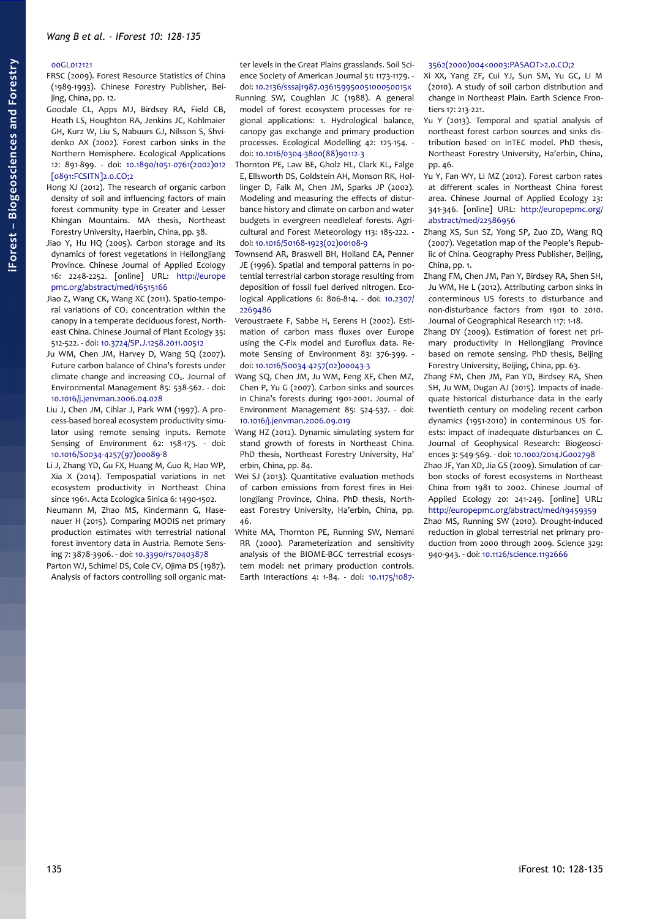00GL012121

FRSC (2009). Forest Resource Statistics of China (1989-1993). Chinese Forestry Publisher, Beijing, China, pp. 12.

Goodale CL, Apps MJ, Birdsey RA, Field CB, Heath LS, Houghton RA, Jenkins JC, Kohlmaier GH, Kurz W, Liu S, Nabuurs GJ, Nilsson S, Shvidenko AX (2002). Forest carbon sinks in the Northern Hemisphere. Ecological Applications 12: 891-899. - doi: 10.1890/1051-0761(2002)012[0891:FCSITN]2.0.CO;2

Hong XJ (2012). The research of organic carbon density of soil and influencing factors of main forest community type in Greater and Lesser Khingan Mountains. MA thesis, Northeast Forestry University, Haerbin, China, pp. 38.

Jiao Y, Hu HQ (2005). Carbon storage and its dynamics of forest vegetations in Heilongjiang Province. Chinese Journal of Applied Ecology 16: 2248-2252. [online] URL: http://europepmc.org/abstract/med/16515166

Jiao Z, Wang CK, Wang XC (2011). Spatio-temporal variations of $CO_2$ concentration within the canopy in a temperate deciduous forest, Northeast China. Chinese Journal of Plant Ecology 35: 512-522. - doi: 10.3724/SP.J.1258.2011.00512

Ju WM, Chen JM, Harvey D, Wang SQ (2007). Future carbon balance of China's forests under climate change and increasing $CO_2$. Journal of Environmental Management 85: 538-562. - doi: 10.1016/j.jenvman.2006.04.028

Liu J, Chen JM, Cihlar J, Park WM (1997). A process-based boreal ecosystem productivity simulator using remote sensing inputs. Remote Sensing of Environment 62: 158-175. - doi: 10.1016/S0034-4257(97)00089-8

Li J, Zhang YD, Gu FX, Huang M, Guo R, Hao WP, Xia X (2014). Tempospatial variations in net ecosystem productivity in Northeast China since 1961. Acta Ecologica Sinica 6: 1490-1502.

Neumann M, Zhao MS, Kindermann G, Hasenauer H (2015). Comparing MODIS net primary production estimates with terrestrial national forest inventory data in Austria. Remote Sensing 7: 3878-3906. - doi: 10.3390/rs70403878

Parton WJ, Schimel DS, Cole CV, Ojima DS (1987). Analysis of factors controlling soil organic matter levels in the Great Plains grasslands. Soil Science Society of American Journal 51: 1173-1179. - doi: 10.2136/sssaj1987.03615995005100050015x

Running SW, Coughlan JC (1988). A general model of forest ecosystem processes for regional applications: 1. Hydrological balance, canopy gas exchange and primary production processes. Ecological Modelling 42: 125-154. - doi: 10.1016/0304-3800(88)90112-3

Thornton PE, Law BE, Gholz HL, Clark KL, Falge E, Ellsworth DS, Goldstein AH, Monson RK, Hollinger D, Falk M, Chen JM, Sparks JP (2002). Modeling and measuring the effects of disturbance history and climate on carbon and water budgets in evergreen needleleaf forests. Agricultural and Forest Meteorology 113: 185-222. - doi: 10.1016/S0168-1923(02)00108-9

Townsend AR, Braswell BH, Holland EA, Penner JE (1996). Spatial and temporal patterns in potential terrestrial carbon storage resulting from deposition of fossil fuel derived nitrogen. Ecological Applications 6: 806-814. - doi: 10.2307/2269486

Veroustraete F, Sabbe H, Eerens H (2002). Estimation of carbon mass fluxes over Europe using the C-Fix model and Euroflux data. Remote Sensing of Environment 83: 376-399. - doi: 10.1016/S0034-4257(02)00043-3

Wang SQ, Chen JM, Ju WM, Feng XF, Chen MZ, Chen P, Yu G (2007). Carbon sinks and sources in China's forests during 1901-2001. Journal of Environment Management 85: 524-537. - doi: 10.1016/j.jenvman.2006.09.019

Wang HZ (2012). Dynamic simulating system for stand growth of forests in Northeast China. PhD thesis, Northeast Forestry University, Ha'erbin, China, pp. 84.

Wei SJ (2013). Quantitative evaluation methods of carbon emissions from forest fires in Heilongjiang Province, China. PhD thesis, Northeast Forestry University, Ha'erbin, China, pp. 46.

White MA, Thornton PE, Running SW, Nemani RR (2000). Parameterization and sensitivity analysis of the BIOME-BGC terrestrial ecosystem model: net primary production controls. Earth Interactions 4: 1-84. - doi: 10.1175/1087-3562(2000)004<0003:PASAOT>2.0.CO;2

Xi XX, Yang ZF, Cui YJ, Sun SM, Yu GC, Li M (2010). A study of soil carbon distribution and change in Northeast Plain. Earth Science Frontiers 17: 213-221.

Yu Y (2013). Temporal and spatial analysis of northeast forest carbon sources and sinks distribution based on InTEC model. PhD thesis, Northeast Forestry University, Ha'erbin, China, pp. 46.

Yu Y, Fan WY, Li MZ (2012). Forest carbon rates at different scales in Northeast China forest area. Chinese Journal of Applied Ecology 23: 341-346. [online] URL: http://europepmc.org/abstract/med/22586956

Zhang XS, Sun SZ, Yong SP, Zuo ZD, Wang RQ (2007). Vegetation map of the People's Republic of China. Geography Press Publisher, Beijing, China, pp. 1.

Zhang FM, Chen JM, Pan Y, Birdsey RA, Shen SH, Ju WM, He L (2012). Attributing carbon sinks in conterminous US forests to disturbance and non-disturbance factors from 1901 to 2010. Journal of Geographical Research 117: 1-18.

Zhang DY (2009). Estimation of forest net primary productivity in Heilongjiang Province based on remote sensing. PhD thesis, Beijing Forestry University, Beijing, China, pp. 63.

Zhang FM, Chen JM, Pan YD, Birdsey RA, Shen SH, Ju WM, Dugan AJ (2015). Impacts of inadequate historical disturbance data in the early twentieth century on modeling recent carbon dynamics (1951-2010) in conterminous US forests: impact of inadequate disturbances on C. Journal of Geophysical Research: Biogeosciences 3: 549-569. - doi: 10.1002/2014JG002798

Zhao JF, Yan XD, Jia GS (2009). Simulation of carbon stocks of forest ecosystems in Northeast China from 1981 to 2002. Chinese Journal of Applied Ecology 20: 241-249. [online] URL: http://europepmc.org/abstract/med/19459359

Zhao MS, Running SW (2010). Drought-induced reduction in global terrestrial net primary production from 2000 through 2009. Science 329: 940-943. - doi: 10.1126/science.1192666